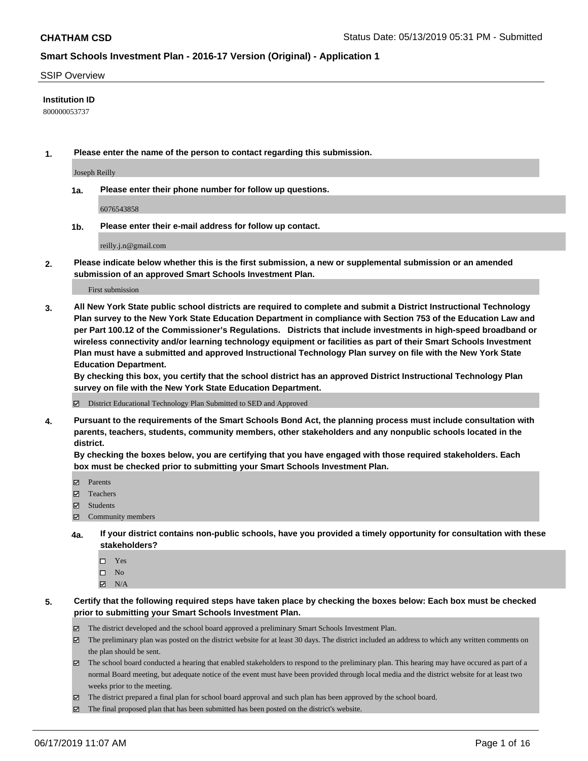**CHATHAM CSD**

Status Date: 05/13/2019 05:31 PM - Submitted

**Smart Schools Investment Plan - 2016-17 Version (Original) - Application 1**

SSIP Overview

**Institution ID**

800000053737

**1. Please enter the name of the person to contact regarding this submission.**

Joseph Reilly

**1a. Please enter their phone number for follow up questions.**

6076543858

**1b. Please enter their e-mail address for follow up contact.**

reilly.j.n@gmail.com

**2. Please indicate below whether this is the first submission, a new or supplemental submission or an amended submission of an approved Smart Schools Investment Plan.**

First submission

**3. All New York State public school districts are required to complete and submit a District Instructional Technology Plan survey to the New York State Education Department in compliance with Section 753 of the Education Law and per Part 100.12 of the Commissioner's Regulations. Districts that include investments in high-speed broadband or wireless connectivity and/or learning technology equipment or facilities as part of their Smart Schools Investment Plan must have a submitted and approved Instructional Technology Plan survey on file with the New York State Education Department.**
**By checking this box, you certify that the school district has an approved District Instructional Technology Plan survey on file with the New York State Education Department.**

☑ District Educational Technology Plan Submitted to SED and Approved

**4. Pursuant to the requirements of the Smart Schools Bond Act, the planning process must include consultation with parents, teachers, students, community members, other stakeholders and any nonpublic schools located in the district.**
**By checking the boxes below, you are certifying that you have engaged with those required stakeholders. Each box must be checked prior to submitting your Smart Schools Investment Plan.**

☑ Parents
☑ Teachers
☑ Students
☑ Community members

**4a. If your district contains non-public schools, have you provided a timely opportunity for consultation with these stakeholders?**

☐ Yes
☐ No
☑ N/A

**5. Certify that the following required steps have taken place by checking the boxes below: Each box must be checked prior to submitting your Smart Schools Investment Plan.**

☑ The district developed and the school board approved a preliminary Smart Schools Investment Plan.
☑ The preliminary plan was posted on the district website for at least 30 days. The district included an address to which any written comments on the plan should be sent.
☑ The school board conducted a hearing that enabled stakeholders to respond to the preliminary plan. This hearing may have occured as part of a normal Board meeting, but adequate notice of the event must have been provided through local media and the district website for at least two weeks prior to the meeting.
☑ The district prepared a final plan for school board approval and such plan has been approved by the school board.
☑ The final proposed plan that has been submitted has been posted on the district's website.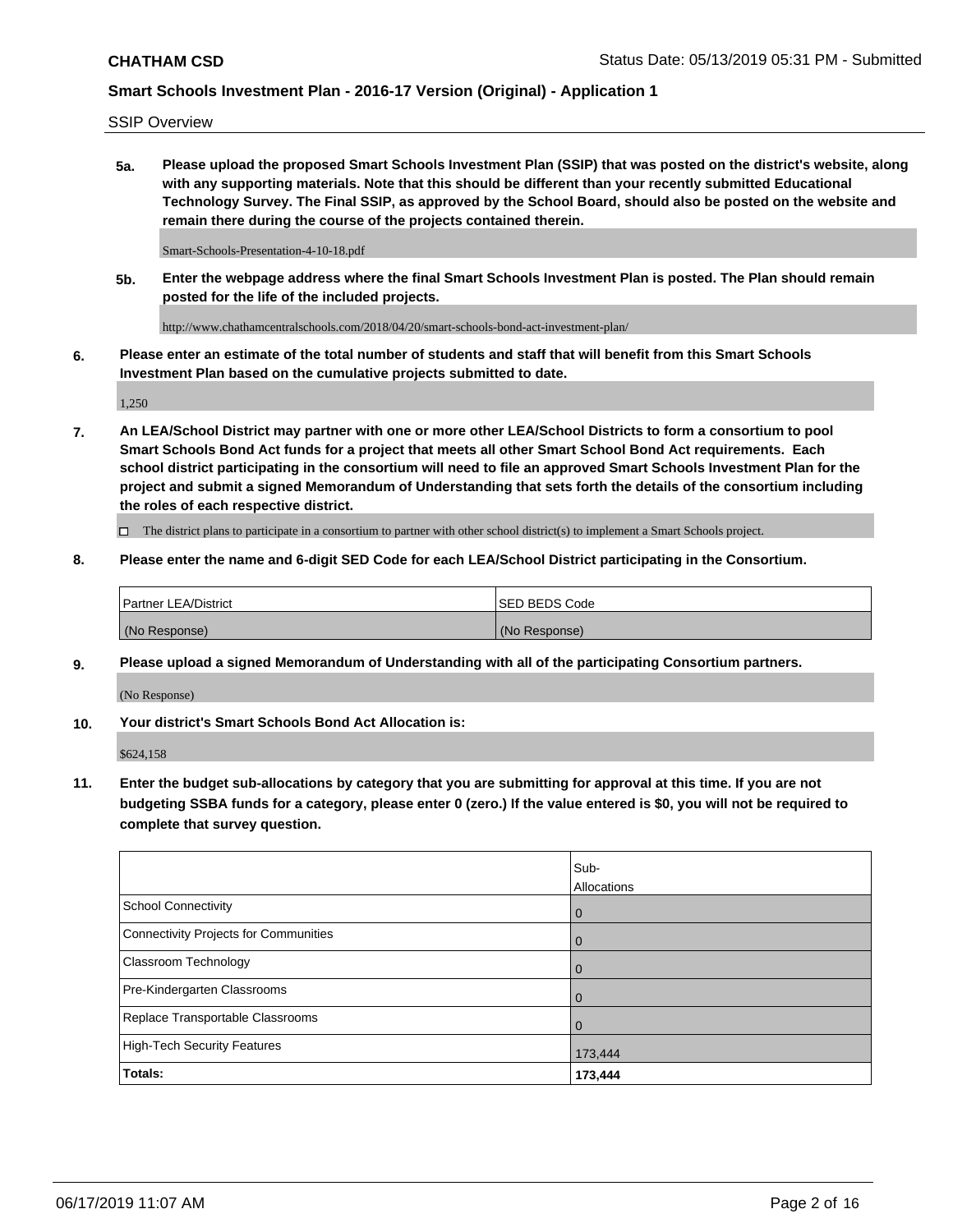SSIP Overview

**5a. Please upload the proposed Smart Schools Investment Plan (SSIP) that was posted on the district's website, along with any supporting materials. Note that this should be different than your recently submitted Educational Technology Survey. The Final SSIP, as approved by the School Board, should also be posted on the website and remain there during the course of the projects contained therein.**

Smart-Schools-Presentation-4-10-18.pdf

**5b. Enter the webpage address where the final Smart Schools Investment Plan is posted. The Plan should remain posted for the life of the included projects.**

http://www.chathamcentralschools.com/2018/04/20/smart-schools-bond-act-investment-plan/

**6. Please enter an estimate of the total number of students and staff that will benefit from this Smart Schools Investment Plan based on the cumulative projects submitted to date.**

1,250

**7. An LEA/School District may partner with one or more other LEA/School Districts to form a consortium to pool Smart Schools Bond Act funds for a project that meets all other Smart School Bond Act requirements. Each school district participating in the consortium will need to file an approved Smart Schools Investment Plan for the project and submit a signed Memorandum of Understanding that sets forth the details of the consortium including the roles of each respective district.**

☐ The district plans to participate in a consortium to partner with other school district(s) to implement a Smart Schools project.

**8. Please enter the name and 6-digit SED Code for each LEA/School District participating in the Consortium.**

| Partner LEA/District | SED BEDS Code |
|---|---|
| (No Response) | (No Response) |

**9. Please upload a signed Memorandum of Understanding with all of the participating Consortium partners.**

(No Response)

**10. Your district's Smart Schools Bond Act Allocation is:**

$624,158

**11. Enter the budget sub-allocations by category that you are submitting for approval at this time. If you are not budgeting SSBA funds for a category, please enter 0 (zero.) If the value entered is $0, you will not be required to complete that survey question.**

| | Sub-Allocations |
|---|---|
| School Connectivity | 0 |
| Connectivity Projects for Communities | 0 |
| Classroom Technology | 0 |
| Pre-Kindergarten Classrooms | 0 |
| Replace Transportable Classrooms | 0 |
| High-Tech Security Features | 173,444 |
| **Totals:** | **173,444** |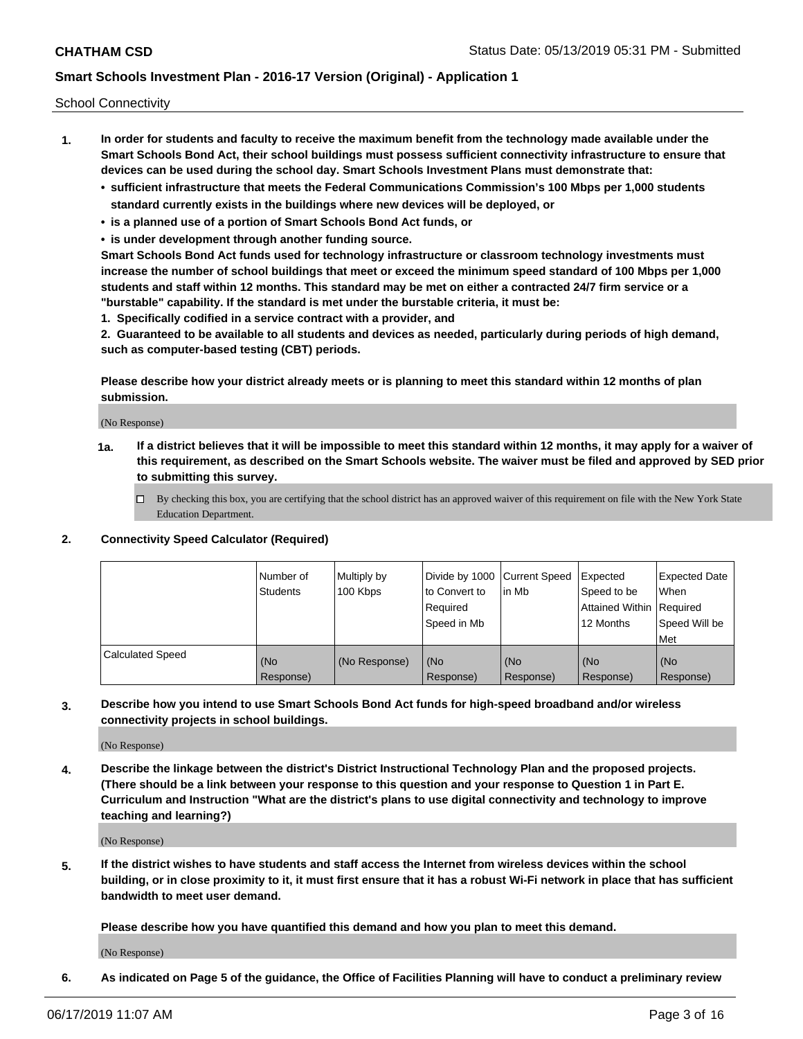School Connectivity

1. **In order for students and faculty to receive the maximum benefit from the technology made available under the Smart Schools Bond Act, their school buildings must possess sufficient connectivity infrastructure to ensure that devices can be used during the school day. Smart Schools Investment Plans must demonstrate that:**
   - **sufficient infrastructure that meets the Federal Communications Commission's 100 Mbps per 1,000 students standard currently exists in the buildings where new devices will be deployed, or**
   - **is a planned use of a portion of Smart Schools Bond Act funds, or**
   - **is under development through another funding source.**

   **Smart Schools Bond Act funds used for technology infrastructure or classroom technology investments must increase the number of school buildings that meet or exceed the minimum speed standard of 100 Mbps per 1,000 students and staff within 12 months. This standard may be met on either a contracted 24/7 firm service or a "burstable" capability. If the standard is met under the burstable criteria, it must be:**

   **1. Specifically codified in a service contract with a provider, and**

   **2. Guaranteed to be available to all students and devices as needed, particularly during periods of high demand, such as computer-based testing (CBT) periods.**

   **Please describe how your district already meets or is planning to meet this standard within 12 months of plan submission.**

   (No Response)

   **1a. If a district believes that it will be impossible to meet this standard within 12 months, it may apply for a waiver of this requirement, as described on the Smart Schools website. The waiver must be filed and approved by SED prior to submitting this survey.**

   ☐ By checking this box, you are certifying that the school district has an approved waiver of this requirement on file with the New York State Education Department.

2. **Connectivity Speed Calculator (Required)**

| | Number of Students | Multiply by 100 Kbps | Divide by 1000 to Convert to Required Speed in Mb | Current Speed in Mb | Expected Speed to be Attained Within 12 Months | Expected Date When Required Speed Will be Met |
|---|---|---|---|---|---|---|
| Calculated Speed | (No Response) | (No Response) | (No Response) | (No Response) | (No Response) | (No Response) |

3. **Describe how you intend to use Smart Schools Bond Act funds for high-speed broadband and/or wireless connectivity projects in school buildings.**

   (No Response)

4. **Describe the linkage between the district's District Instructional Technology Plan and the proposed projects. (There should be a link between your response to this question and your response to Question 1 in Part E. Curriculum and Instruction "What are the district's plans to use digital connectivity and technology to improve teaching and learning?)**

   (No Response)

5. **If the district wishes to have students and staff access the Internet from wireless devices within the school building, or in close proximity to it, it must first ensure that it has a robust Wi-Fi network in place that has sufficient bandwidth to meet user demand.**

   **Please describe how you have quantified this demand and how you plan to meet this demand.**

   (No Response)

6. **As indicated on Page 5 of the guidance, the Office of Facilities Planning will have to conduct a preliminary review**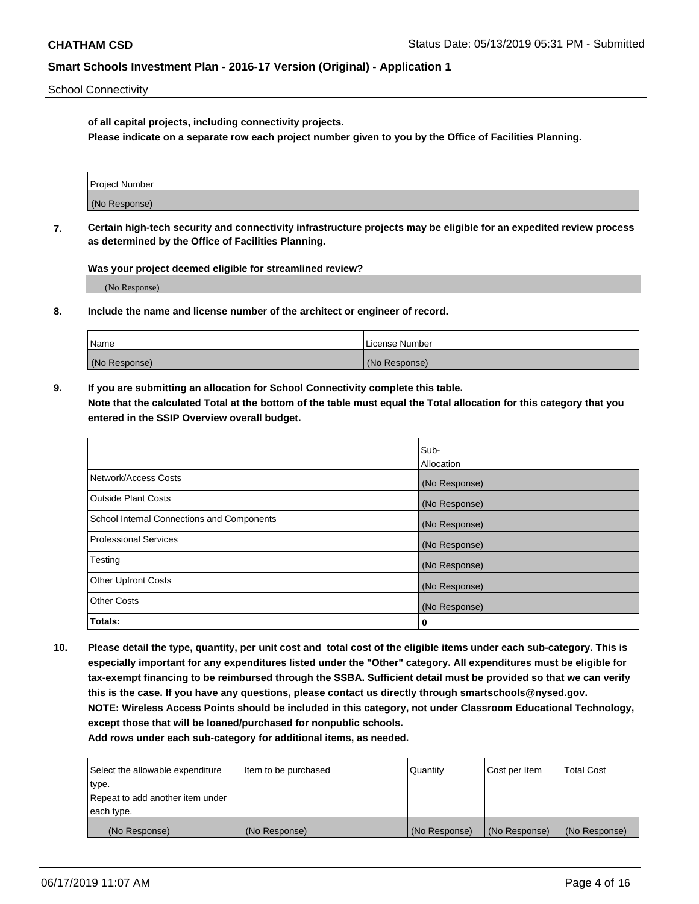School Connectivity

**of all capital projects, including connectivity projects.**
**Please indicate on a separate row each project number given to you by the Office of Facilities Planning.**

| Project Number |
|---|
| (No Response) |

**7. Certain high-tech security and connectivity infrastructure projects may be eligible for an expedited review process as determined by the Office of Facilities Planning.**

**Was your project deemed eligible for streamlined review?**

(No Response)

**8. Include the name and license number of the architect or engineer of record.**

| Name | License Number |
|---|---|
| (No Response) | (No Response) |

**9. If you are submitting an allocation for School Connectivity complete this table.**
**Note that the calculated Total at the bottom of the table must equal the Total allocation for this category that you entered in the SSIP Overview overall budget.**

| | Sub-Allocation |
|---|---|
| Network/Access Costs | (No Response) |
| Outside Plant Costs | (No Response) |
| School Internal Connections and Components | (No Response) |
| Professional Services | (No Response) |
| Testing | (No Response) |
| Other Upfront Costs | (No Response) |
| Other Costs | (No Response) |
| **Totals:** | **0** |

**10. Please detail the type, quantity, per unit cost and total cost of the eligible items under each sub-category. This is especially important for any expenditures listed under the "Other" category. All expenditures must be eligible for tax-exempt financing to be reimbursed through the SSBA. Sufficient detail must be provided so that we can verify this is the case. If you have any questions, please contact us directly through smartschools@nysed.gov.**
**NOTE: Wireless Access Points should be included in this category, not under Classroom Educational Technology, except those that will be loaned/purchased for nonpublic schools.**
**Add rows under each sub-category for additional items, as needed.**

| Select the allowable expenditure type. Repeat to add another item under each type. | Item to be purchased | Quantity | Cost per Item | Total Cost |
|---|---|---|---|---|
| (No Response) | (No Response) | (No Response) | (No Response) | (No Response) |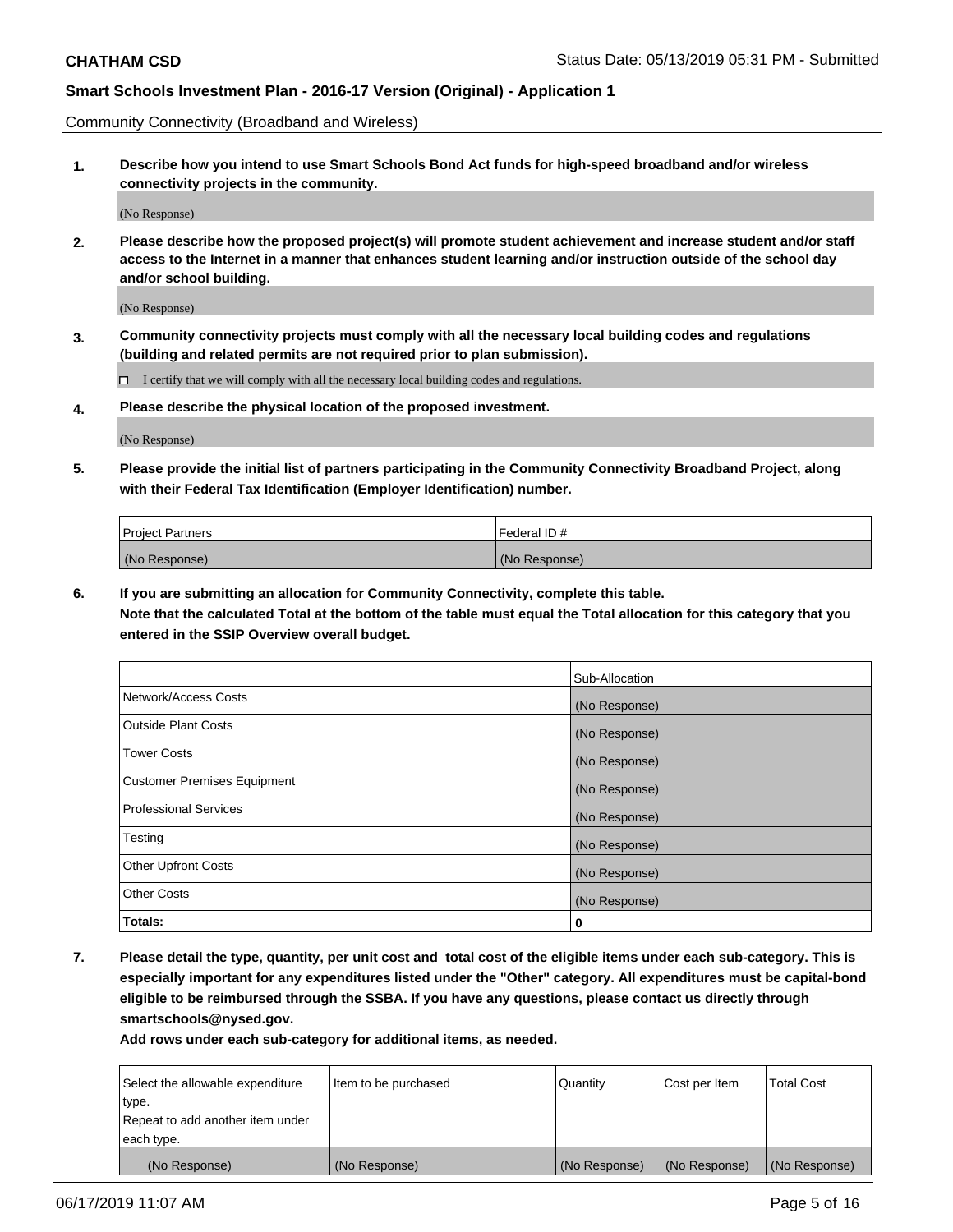Community Connectivity (Broadband and Wireless)

**1. Describe how you intend to use Smart Schools Bond Act funds for high-speed broadband and/or wireless connectivity projects in the community.**

(No Response)

**2. Please describe how the proposed project(s) will promote student achievement and increase student and/or staff access to the Internet in a manner that enhances student learning and/or instruction outside of the school day and/or school building.**

(No Response)

**3. Community connectivity projects must comply with all the necessary local building codes and regulations (building and related permits are not required prior to plan submission).**

☐ I certify that we will comply with all the necessary local building codes and regulations.

**4. Please describe the physical location of the proposed investment.**

(No Response)

**5. Please provide the initial list of partners participating in the Community Connectivity Broadband Project, along with their Federal Tax Identification (Employer Identification) number.**

| Project Partners | Federal ID # |
|---|---|
| (No Response) | (No Response) |

**6. If you are submitting an allocation for Community Connectivity, complete this table. Note that the calculated Total at the bottom of the table must equal the Total allocation for this category that you entered in the SSIP Overview overall budget.**

| | Sub-Allocation |
|---|---|
| Network/Access Costs | (No Response) |
| Outside Plant Costs | (No Response) |
| Tower Costs | (No Response) |
| Customer Premises Equipment | (No Response) |
| Professional Services | (No Response) |
| Testing | (No Response) |
| Other Upfront Costs | (No Response) |
| Other Costs | (No Response) |
| **Totals:** | **0** |

**7. Please detail the type, quantity, per unit cost and total cost of the eligible items under each sub-category. This is especially important for any expenditures listed under the "Other" category. All expenditures must be capital-bond eligible to be reimbursed through the SSBA. If you have any questions, please contact us directly through smartschools@nysed.gov.**

**Add rows under each sub-category for additional items, as needed.**

| Select the allowable expenditure type. Repeat to add another item under each type. | Item to be purchased | Quantity | Cost per Item | Total Cost |
|---|---|---|---|---|
| (No Response) | (No Response) | (No Response) | (No Response) | (No Response) |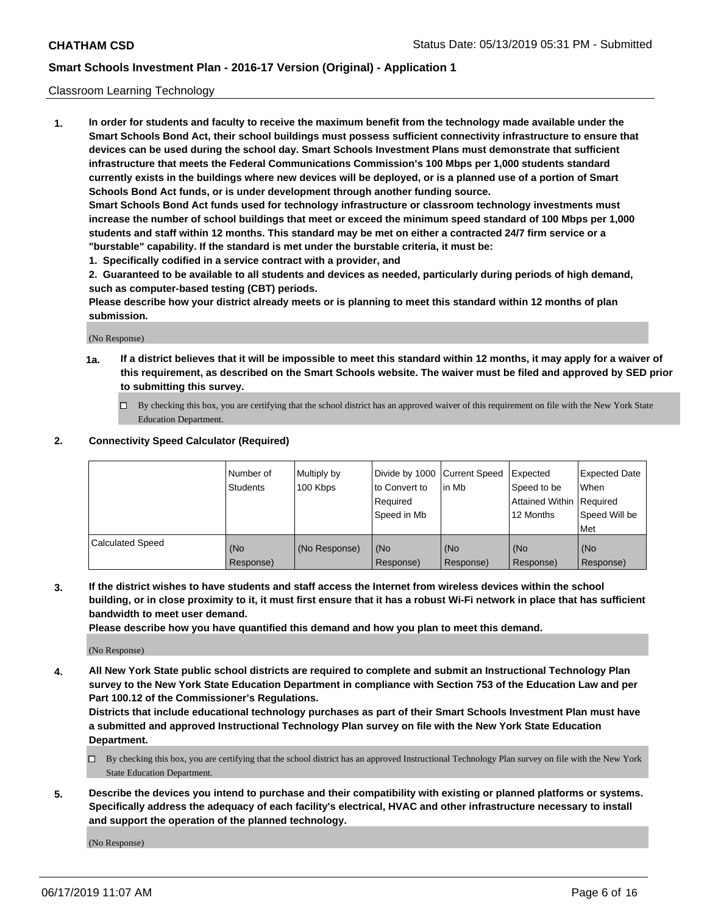Classroom Learning Technology

**1. In order for students and faculty to receive the maximum benefit from the technology made available under the Smart Schools Bond Act, their school buildings must possess sufficient connectivity infrastructure to ensure that devices can be used during the school day. Smart Schools Investment Plans must demonstrate that sufficient infrastructure that meets the Federal Communications Commission's 100 Mbps per 1,000 students standard currently exists in the buildings where new devices will be deployed, or is a planned use of a portion of Smart Schools Bond Act funds, or is under development through another funding source.**

**Smart Schools Bond Act funds used for technology infrastructure or classroom technology investments must increase the number of school buildings that meet or exceed the minimum speed standard of 100 Mbps per 1,000 students and staff within 12 months. This standard may be met on either a contracted 24/7 firm service or a "burstable" capability. If the standard is met under the burstable criteria, it must be:**

**1. Specifically codified in a service contract with a provider, and**

**2. Guaranteed to be available to all students and devices as needed, particularly during periods of high demand, such as computer-based testing (CBT) periods.**

**Please describe how your district already meets or is planning to meet this standard within 12 months of plan submission.**

(No Response)

**1a. If a district believes that it will be impossible to meet this standard within 12 months, it may apply for a waiver of this requirement, as described on the Smart Schools website. The waiver must be filed and approved by SED prior to submitting this survey.**

☐ By checking this box, you are certifying that the school district has an approved waiver of this requirement on file with the New York State Education Department.

**2. Connectivity Speed Calculator (Required)**

| | Number of Students | Multiply by 100 Kbps | Divide by 1000 to Convert to Required Speed in Mb | Current Speed in Mb | Expected Speed to be Attained Within 12 Months | Expected Date When Required Speed Will be Met |
|---|---|---|---|---|---|---|
| Calculated Speed | (No Response) | (No Response) | (No Response) | (No Response) | (No Response) | (No Response) |

**3. If the district wishes to have students and staff access the Internet from wireless devices within the school building, or in close proximity to it, it must first ensure that it has a robust Wi-Fi network in place that has sufficient bandwidth to meet user demand.**

**Please describe how you have quantified this demand and how you plan to meet this demand.**

(No Response)

**4. All New York State public school districts are required to complete and submit an Instructional Technology Plan survey to the New York State Education Department in compliance with Section 753 of the Education Law and per Part 100.12 of the Commissioner's Regulations.**

**Districts that include educational technology purchases as part of their Smart Schools Investment Plan must have a submitted and approved Instructional Technology Plan survey on file with the New York State Education Department.**

☐ By checking this box, you are certifying that the school district has an approved Instructional Technology Plan survey on file with the New York State Education Department.

**5. Describe the devices you intend to purchase and their compatibility with existing or planned platforms or systems. Specifically address the adequacy of each facility's electrical, HVAC and other infrastructure necessary to install and support the operation of the planned technology.**

(No Response)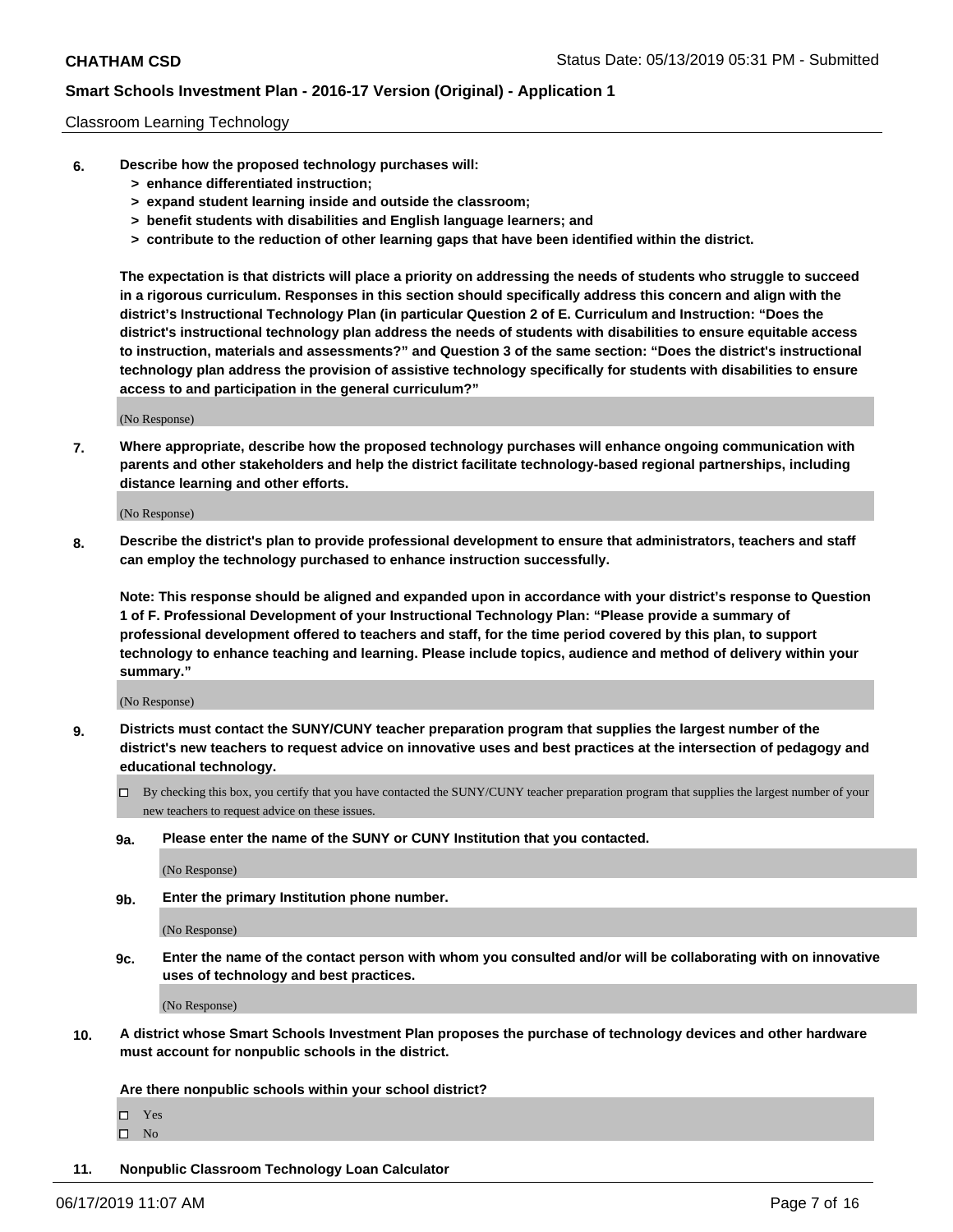Classroom Learning Technology

**6. Describe how the proposed technology purchases will:**
- **> enhance differentiated instruction;**
- **> expand student learning inside and outside the classroom;**
- **> benefit students with disabilities and English language learners; and**
- **> contribute to the reduction of other learning gaps that have been identified within the district.**

**The expectation is that districts will place a priority on addressing the needs of students who struggle to succeed in a rigorous curriculum. Responses in this section should specifically address this concern and align with the district's Instructional Technology Plan (in particular Question 2 of E. Curriculum and Instruction: "Does the district's instructional technology plan address the needs of students with disabilities to ensure equitable access to instruction, materials and assessments?" and Question 3 of the same section: "Does the district's instructional technology plan address the provision of assistive technology specifically for students with disabilities to ensure access to and participation in the general curriculum?"**

(No Response)

**7. Where appropriate, describe how the proposed technology purchases will enhance ongoing communication with parents and other stakeholders and help the district facilitate technology-based regional partnerships, including distance learning and other efforts.**

(No Response)

**8. Describe the district's plan to provide professional development to ensure that administrators, teachers and staff can employ the technology purchased to enhance instruction successfully.**

**Note: This response should be aligned and expanded upon in accordance with your district's response to Question 1 of F. Professional Development of your Instructional Technology Plan: "Please provide a summary of professional development offered to teachers and staff, for the time period covered by this plan, to support technology to enhance teaching and learning. Please include topics, audience and method of delivery within your summary."**

(No Response)

**9. Districts must contact the SUNY/CUNY teacher preparation program that supplies the largest number of the district's new teachers to request advice on innovative uses and best practices at the intersection of pedagogy and educational technology.**

☐ By checking this box, you certify that you have contacted the SUNY/CUNY teacher preparation program that supplies the largest number of your new teachers to request advice on these issues.

**9a. Please enter the name of the SUNY or CUNY Institution that you contacted.**

(No Response)

**9b. Enter the primary Institution phone number.**

(No Response)

**9c. Enter the name of the contact person with whom you consulted and/or will be collaborating with on innovative uses of technology and best practices.**

(No Response)

**10. A district whose Smart Schools Investment Plan proposes the purchase of technology devices and other hardware must account for nonpublic schools in the district.**

**Are there nonpublic schools within your school district?**

☐ Yes
☐ No

**11. Nonpublic Classroom Technology Loan Calculator**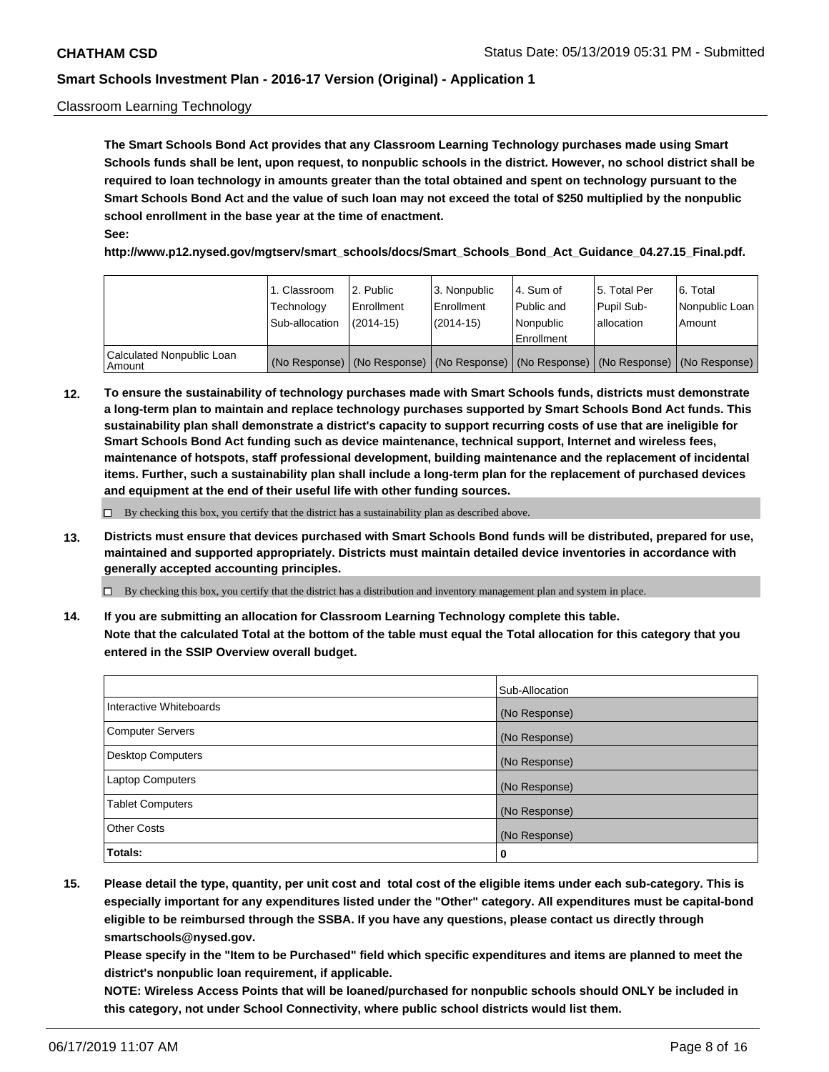Classroom Learning Technology

**The Smart Schools Bond Act provides that any Classroom Learning Technology purchases made using Smart Schools funds shall be lent, upon request, to nonpublic schools in the district. However, no school district shall be required to loan technology in amounts greater than the total obtained and spent on technology pursuant to the Smart Schools Bond Act and the value of such loan may not exceed the total of $250 multiplied by the nonpublic school enrollment in the base year at the time of enactment.**

**See:**

**http://www.p12.nysed.gov/mgtserv/smart_schools/docs/Smart_Schools_Bond_Act_Guidance_04.27.15_Final.pdf.**

| | 1. Classroom Technology Sub-allocation | 2. Public Enrollment (2014-15) | 3. Nonpublic Enrollment (2014-15) | 4. Sum of Public and Nonpublic Enrollment | 5. Total Per Pupil Sub-allocation | 6. Total Nonpublic Loan Amount |
|---|---|---|---|---|---|---|
| Calculated Nonpublic Loan Amount | (No Response) | (No Response) | (No Response) | (No Response) | (No Response) | (No Response) |

**12. To ensure the sustainability of technology purchases made with Smart Schools funds, districts must demonstrate a long-term plan to maintain and replace technology purchases supported by Smart Schools Bond Act funds. This sustainability plan shall demonstrate a district's capacity to support recurring costs of use that are ineligible for Smart Schools Bond Act funding such as device maintenance, technical support, Internet and wireless fees, maintenance of hotspots, staff professional development, building maintenance and the replacement of incidental items. Further, such a sustainability plan shall include a long-term plan for the replacement of purchased devices and equipment at the end of their useful life with other funding sources.**

☐ By checking this box, you certify that the district has a sustainability plan as described above.

**13. Districts must ensure that devices purchased with Smart Schools Bond funds will be distributed, prepared for use, maintained and supported appropriately. Districts must maintain detailed device inventories in accordance with generally accepted accounting principles.**

☐ By checking this box, you certify that the district has a distribution and inventory management plan and system in place.

**14. If you are submitting an allocation for Classroom Learning Technology complete this table.**
**Note that the calculated Total at the bottom of the table must equal the Total allocation for this category that you entered in the SSIP Overview overall budget.**

| | Sub-Allocation |
|---|---|
| Interactive Whiteboards | (No Response) |
| Computer Servers | (No Response) |
| Desktop Computers | (No Response) |
| Laptop Computers | (No Response) |
| Tablet Computers | (No Response) |
| Other Costs | (No Response) |
| **Totals:** | **0** |

**15. Please detail the type, quantity, per unit cost and total cost of the eligible items under each sub-category. This is especially important for any expenditures listed under the "Other" category. All expenditures must be capital-bond eligible to be reimbursed through the SSBA. If you have any questions, please contact us directly through smartschools@nysed.gov.**
**Please specify in the "Item to be Purchased" field which specific expenditures and items are planned to meet the district's nonpublic loan requirement, if applicable.**
**NOTE: Wireless Access Points that will be loaned/purchased for nonpublic schools should ONLY be included in this category, not under School Connectivity, where public school districts would list them.**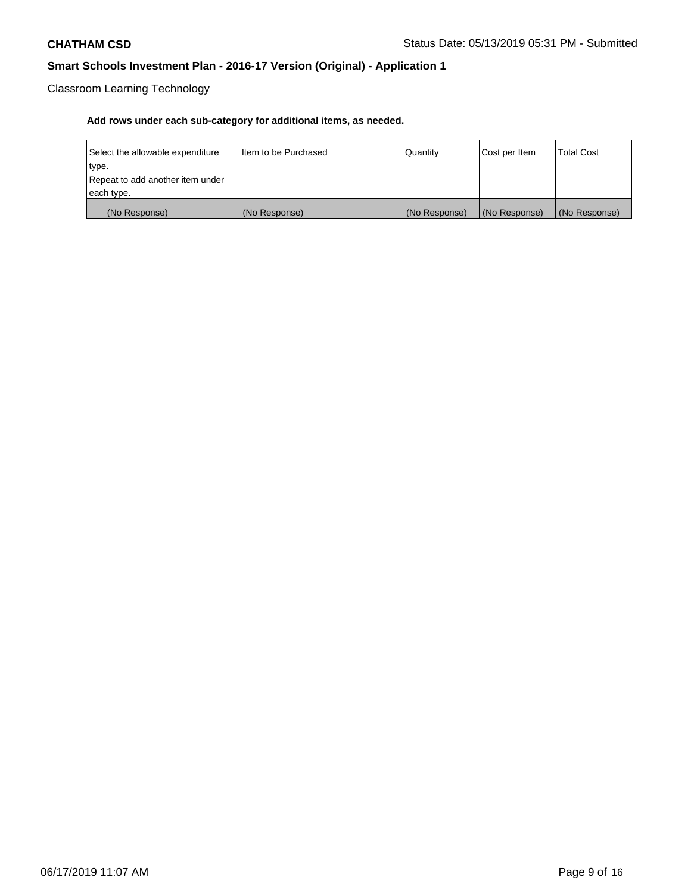Classroom Learning Technology

**Add rows under each sub-category for additional items, as needed.**

| Select the allowable expenditure type.<br>Repeat to add another item under each type. | Item to be Purchased | Quantity | Cost per Item | Total Cost |
|---|---|---|---|---|
| (No Response) | (No Response) | (No Response) | (No Response) | (No Response) |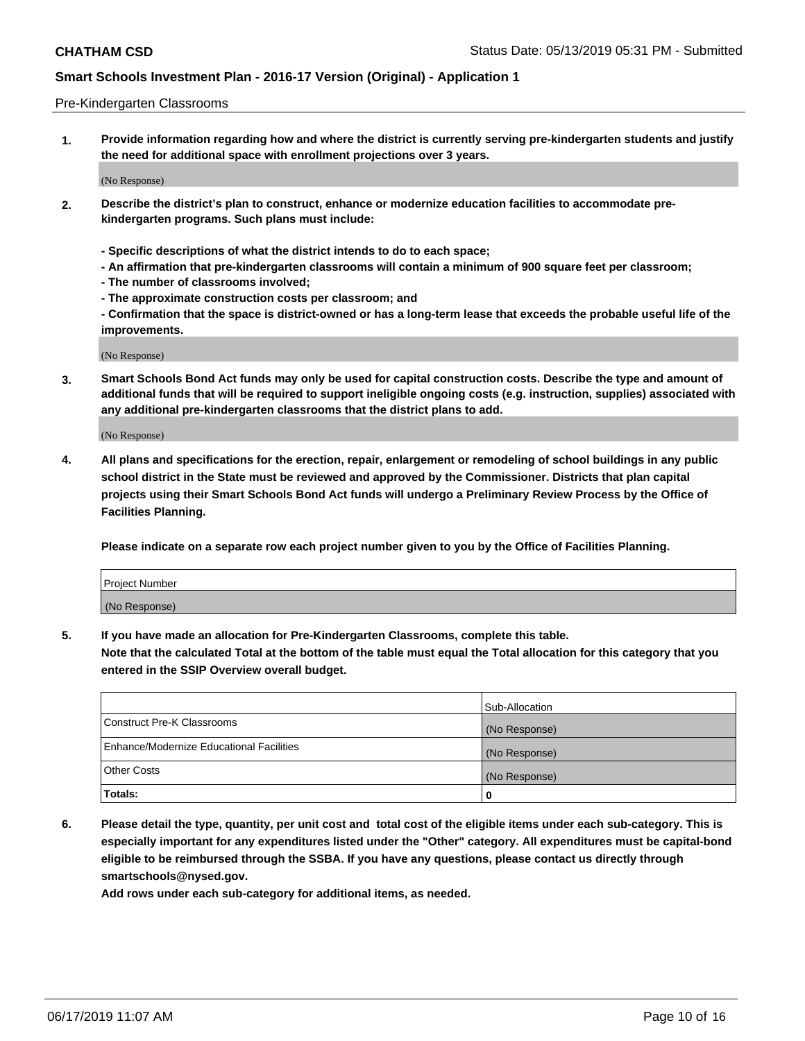Pre-Kindergarten Classrooms

1. **Provide information regarding how and where the district is currently serving pre-kindergarten students and justify the need for additional space with enrollment projections over 3 years.**

(No Response)

2. **Describe the district's plan to construct, enhance or modernize education facilities to accommodate pre-kindergarten programs. Such plans must include:**

   **- Specific descriptions of what the district intends to do to each space;**
   **- An affirmation that pre-kindergarten classrooms will contain a minimum of 900 square feet per classroom;**
   **- The number of classrooms involved;**
   **- The approximate construction costs per classroom; and**
   **- Confirmation that the space is district-owned or has a long-term lease that exceeds the probable useful life of the improvements.**

(No Response)

3. **Smart Schools Bond Act funds may only be used for capital construction costs. Describe the type and amount of additional funds that will be required to support ineligible ongoing costs (e.g. instruction, supplies) associated with any additional pre-kindergarten classrooms that the district plans to add.**

(No Response)

4. **All plans and specifications for the erection, repair, enlargement or remodeling of school buildings in any public school district in the State must be reviewed and approved by the Commissioner. Districts that plan capital projects using their Smart Schools Bond Act funds will undergo a Preliminary Review Process by the Office of Facilities Planning.**

   **Please indicate on a separate row each project number given to you by the Office of Facilities Planning.**

| Project Number |
|---|
| (No Response) |

5. **If you have made an allocation for Pre-Kindergarten Classrooms, complete this table.**
   **Note that the calculated Total at the bottom of the table must equal the Total allocation for this category that you entered in the SSIP Overview overall budget.**

| | Sub-Allocation |
|---|---|
| Construct Pre-K Classrooms | (No Response) |
| Enhance/Modernize Educational Facilities | (No Response) |
| Other Costs | (No Response) |
| **Totals:** | **0** |

6. **Please detail the type, quantity, per unit cost and total cost of the eligible items under each sub-category. This is especially important for any expenditures listed under the "Other" category. All expenditures must be capital-bond eligible to be reimbursed through the SSBA. If you have any questions, please contact us directly through smartschools@nysed.gov.**
   **Add rows under each sub-category for additional items, as needed.**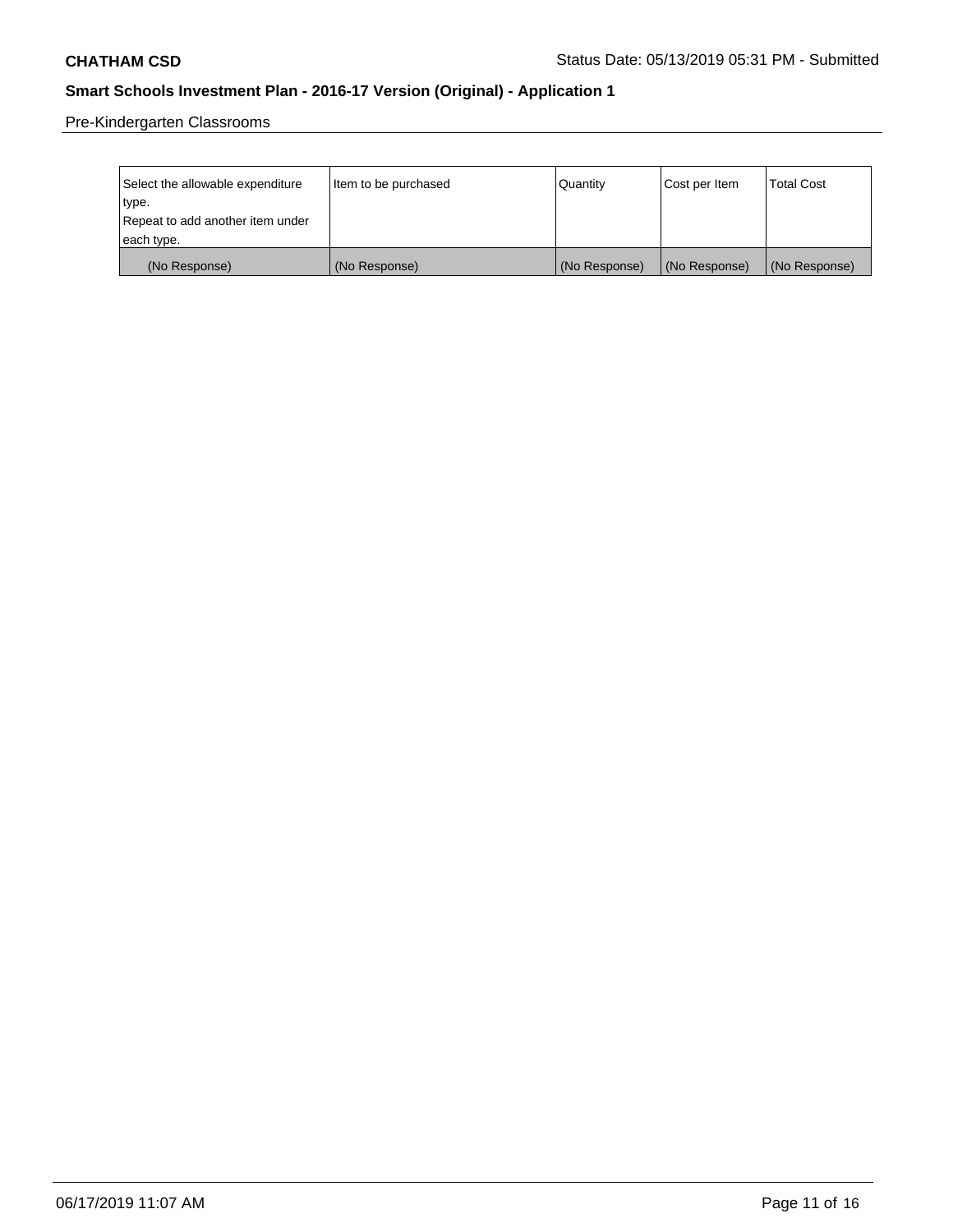Pre-Kindergarten Classrooms

| Select the allowable expenditure type.<br>Repeat to add another item under each type. | Item to be purchased | Quantity | Cost per Item | Total Cost |
|---|---|---|---|---|
| (No Response) | (No Response) | (No Response) | (No Response) | (No Response) |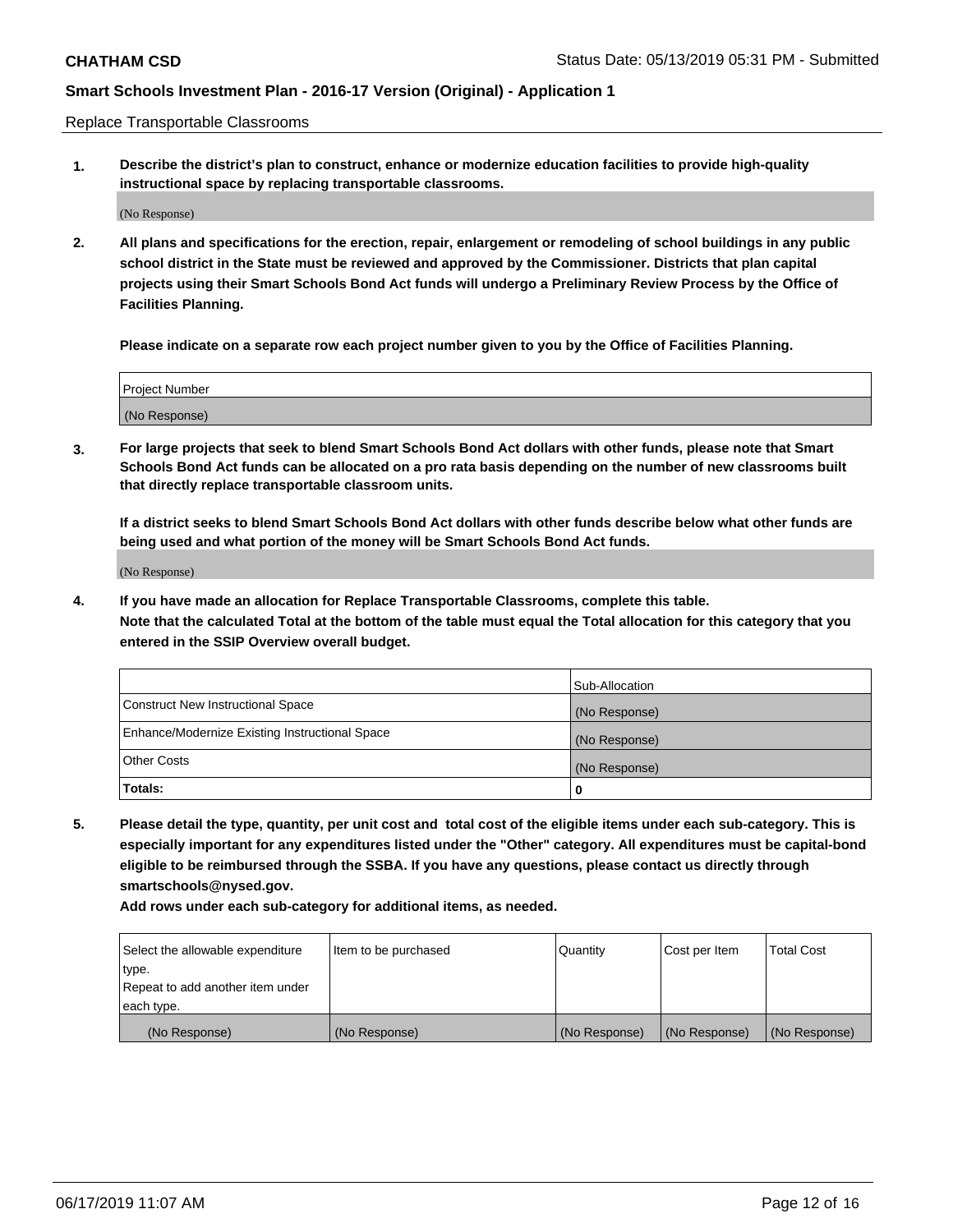Replace Transportable Classrooms

1. **Describe the district's plan to construct, enhance or modernize education facilities to provide high-quality instructional space by replacing transportable classrooms.**

(No Response)

2. **All plans and specifications for the erection, repair, enlargement or remodeling of school buildings in any public school district in the State must be reviewed and approved by the Commissioner. Districts that plan capital projects using their Smart Schools Bond Act funds will undergo a Preliminary Review Process by the Office of Facilities Planning.**

   **Please indicate on a separate row each project number given to you by the Office of Facilities Planning.**

| Project Number |
|---|
| (No Response) |

3. **For large projects that seek to blend Smart Schools Bond Act dollars with other funds, please note that Smart Schools Bond Act funds can be allocated on a pro rata basis depending on the number of new classrooms built that directly replace transportable classroom units.**

   **If a district seeks to blend Smart Schools Bond Act dollars with other funds describe below what other funds are being used and what portion of the money will be Smart Schools Bond Act funds.**

(No Response)

4. **If you have made an allocation for Replace Transportable Classrooms, complete this table.**
   **Note that the calculated Total at the bottom of the table must equal the Total allocation for this category that you entered in the SSIP Overview overall budget.**

| | Sub-Allocation |
|---|---|
| Construct New Instructional Space | (No Response) |
| Enhance/Modernize Existing Instructional Space | (No Response) |
| Other Costs | (No Response) |
| **Totals:** | **0** |

5. **Please detail the type, quantity, per unit cost and total cost of the eligible items under each sub-category. This is especially important for any expenditures listed under the "Other" category. All expenditures must be capital-bond eligible to be reimbursed through the SSBA. If you have any questions, please contact us directly through smartschools@nysed.gov.**

   **Add rows under each sub-category for additional items, as needed.**

| Select the allowable expenditure type. Repeat to add another item under each type. | Item to be purchased | Quantity | Cost per Item | Total Cost |
|---|---|---|---|---|
| (No Response) | (No Response) | (No Response) | (No Response) | (No Response) |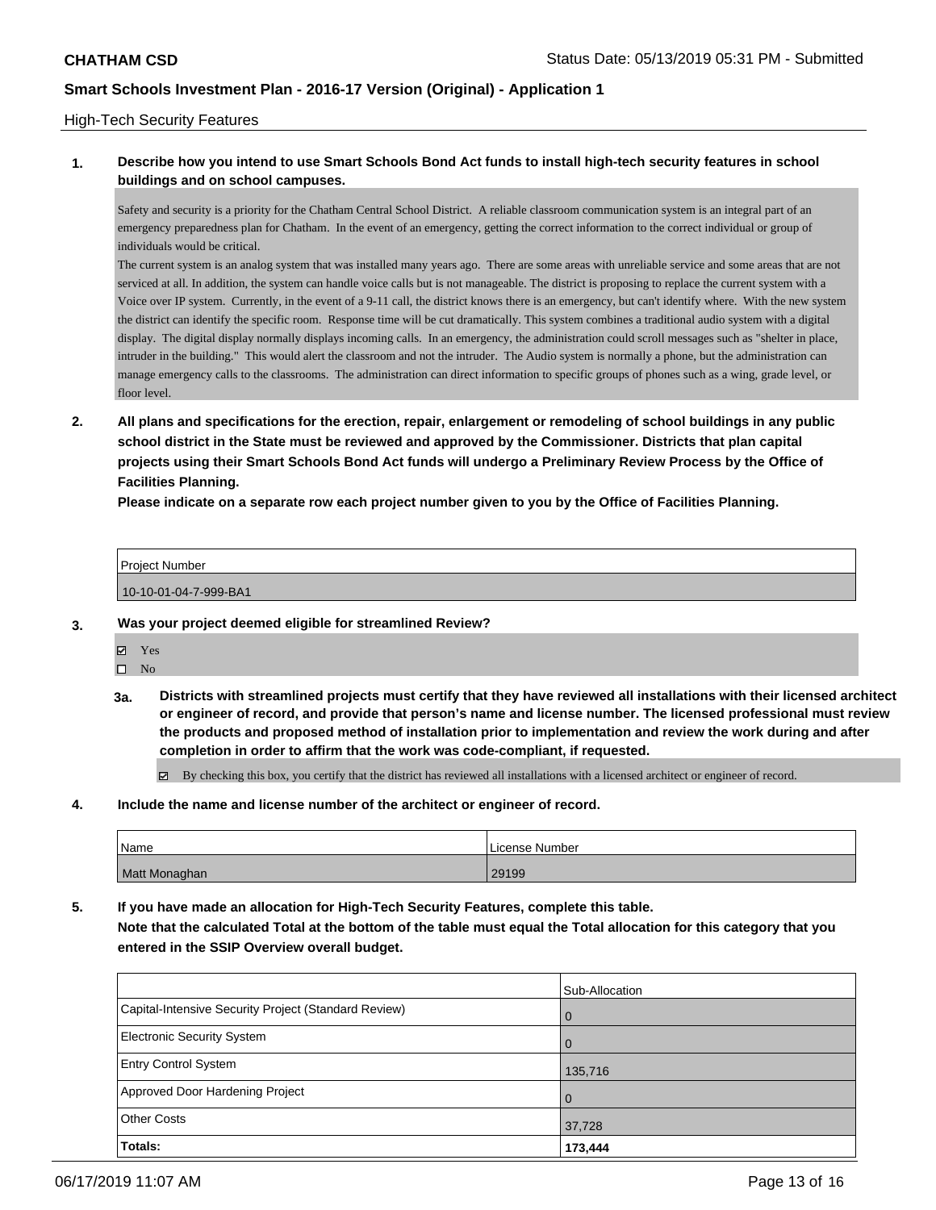## High-Tech Security Features

**1. Describe how you intend to use Smart Schools Bond Act funds to install high-tech security features in school buildings and on school campuses.**

Safety and security is a priority for the Chatham Central School District. A reliable classroom communication system is an integral part of an emergency preparedness plan for Chatham. In the event of an emergency, getting the correct information to the correct individual or group of individuals would be critical.
The current system is an analog system that was installed many years ago. There are some areas with unreliable service and some areas that are not serviced at all. In addition, the system can handle voice calls but is not manageable. The district is proposing to replace the current system with a Voice over IP system. Currently, in the event of a 9-11 call, the district knows there is an emergency, but can't identify where. With the new system the district can identify the specific room. Response time will be cut dramatically. This system combines a traditional audio system with a digital display. The digital display normally displays incoming calls. In an emergency, the administration could scroll messages such as "shelter in place, intruder in the building." This would alert the classroom and not the intruder. The Audio system is normally a phone, but the administration can manage emergency calls to the classrooms. The administration can direct information to specific groups of phones such as a wing, grade level, or floor level.

**2. All plans and specifications for the erection, repair, enlargement or remodeling of school buildings in any public school district in the State must be reviewed and approved by the Commissioner. Districts that plan capital projects using their Smart Schools Bond Act funds will undergo a Preliminary Review Process by the Office of Facilities Planning.**
**Please indicate on a separate row each project number given to you by the Office of Facilities Planning.**

| Project Number |
| --- |
| 10-10-01-04-7-999-BA1 |

**3. Was your project deemed eligible for streamlined Review?**

- ☑ Yes
- ☐ No

**3a. Districts with streamlined projects must certify that they have reviewed all installations with their licensed architect or engineer of record, and provide that person's name and license number. The licensed professional must review the products and proposed method of installation prior to implementation and review the work during and after completion in order to affirm that the work was code-compliant, if requested.**

☑ By checking this box, you certify that the district has reviewed all installations with a licensed architect or engineer of record.

**4. Include the name and license number of the architect or engineer of record.**

| Name | License Number |
| --- | --- |
| Matt Monaghan | 29199 |

**5. If you have made an allocation for High-Tech Security Features, complete this table.**
**Note that the calculated Total at the bottom of the table must equal the Total allocation for this category that you entered in the SSIP Overview overall budget.**

| | Sub-Allocation |
| --- | --- |
| Capital-Intensive Security Project (Standard Review) | 0 |
| Electronic Security System | 0 |
| Entry Control System | 135,716 |
| Approved Door Hardening Project | 0 |
| Other Costs | 37,728 |
| **Totals:** | **173,444** |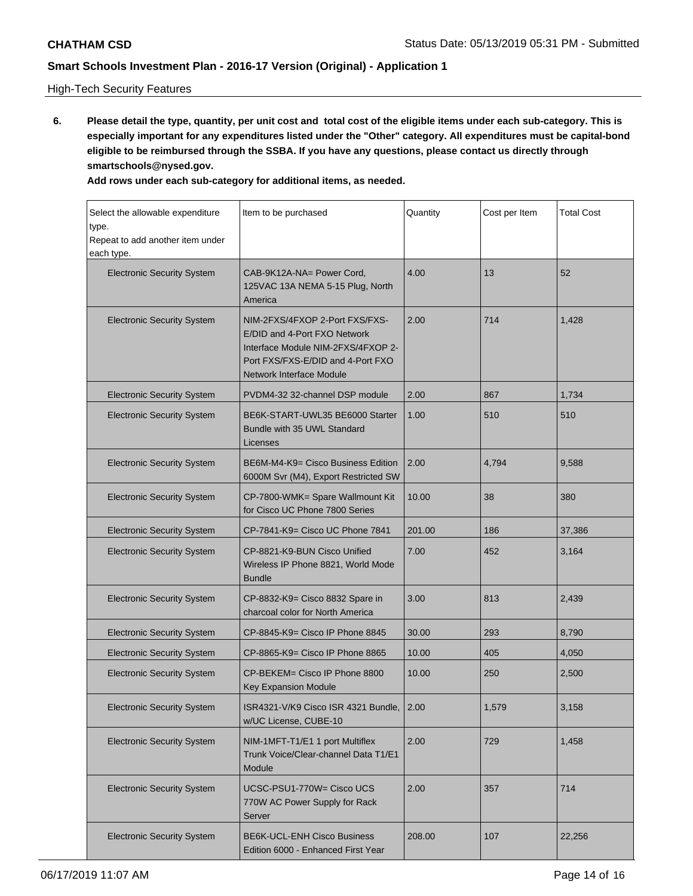High-Tech Security Features

6. **Please detail the type, quantity, per unit cost and total cost of the eligible items under each sub-category. This is especially important for any expenditures listed under the "Other" category. All expenditures must be capital-bond eligible to be reimbursed through the SSBA. If you have any questions, please contact us directly through smartschools@nysed.gov.**

   **Add rows under each sub-category for additional items, as needed.**

| Select the allowable expenditure type. Repeat to add another item under each type. | Item to be purchased | Quantity | Cost per Item | Total Cost |
|---|---|---|---|---|
| Electronic Security System | CAB-9K12A-NA= Power Cord, 125VAC 13A NEMA 5-15 Plug, North America | 4.00 | 13 | 52 |
| Electronic Security System | NIM-2FXS/4FXOP 2-Port FXS/FXS-E/DID and 4-Port FXO Network Interface Module NIM-2FXS/4FXOP 2-Port FXS/FXS-E/DID and 4-Port FXO Network Interface Module | 2.00 | 714 | 1,428 |
| Electronic Security System | PVDM4-32 32-channel DSP module | 2.00 | 867 | 1,734 |
| Electronic Security System | BE6K-START-UWL35 BE6000 Starter Bundle with 35 UWL Standard Licenses | 1.00 | 510 | 510 |
| Electronic Security System | BE6M-M4-K9= Cisco Business Edition 6000M Svr (M4), Export Restricted SW | 2.00 | 4,794 | 9,588 |
| Electronic Security System | CP-7800-WMK= Spare Wallmount Kit for Cisco UC Phone 7800 Series | 10.00 | 38 | 380 |
| Electronic Security System | CP-7841-K9= Cisco UC Phone 7841 | 201.00 | 186 | 37,386 |
| Electronic Security System | CP-8821-K9-BUN Cisco Unified Wireless IP Phone 8821, World Mode Bundle | 7.00 | 452 | 3,164 |
| Electronic Security System | CP-8832-K9= Cisco 8832 Spare in charcoal color for North America | 3.00 | 813 | 2,439 |
| Electronic Security System | CP-8845-K9= Cisco IP Phone 8845 | 30.00 | 293 | 8,790 |
| Electronic Security System | CP-8865-K9= Cisco IP Phone 8865 | 10.00 | 405 | 4,050 |
| Electronic Security System | CP-BEKEM= Cisco IP Phone 8800 Key Expansion Module | 10.00 | 250 | 2,500 |
| Electronic Security System | ISR4321-V/K9 Cisco ISR 4321 Bundle, w/UC License, CUBE-10 | 2.00 | 1,579 | 3,158 |
| Electronic Security System | NIM-1MFT-T1/E1 1 port Multiflex Trunk Voice/Clear-channel Data T1/E1 Module | 2.00 | 729 | 1,458 |
| Electronic Security System | UCSC-PSU1-770W= Cisco UCS 770W AC Power Supply for Rack Server | 2.00 | 357 | 714 |
| Electronic Security System | BE6K-UCL-ENH Cisco Business Edition 6000 - Enhanced First Year | 208.00 | 107 | 22,256 |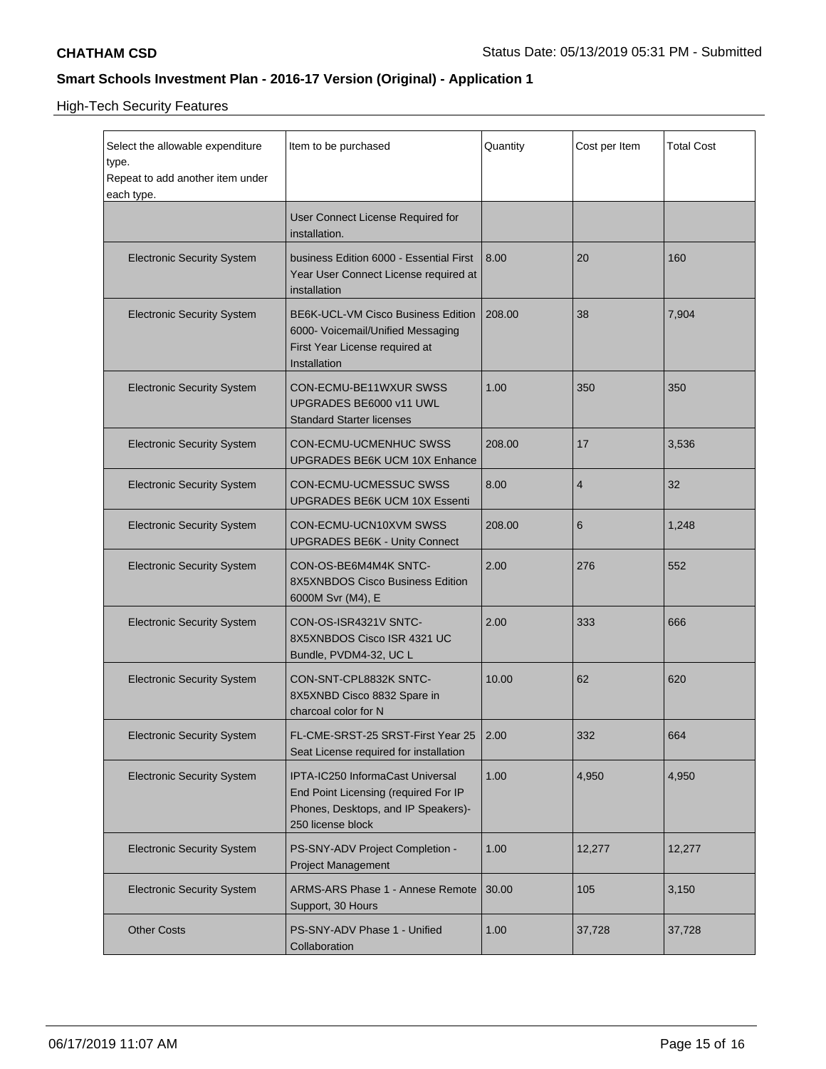High-Tech Security Features

| Select the allowable expenditure type. Repeat to add another item under each type. | Item to be purchased | Quantity | Cost per Item | Total Cost |
|---|---|---|---|---|
| | User Connect License Required for installation. | | | |
| Electronic Security System | business Edition 6000 - Essential First Year User Connect License required at installation | 8.00 | 20 | 160 |
| Electronic Security System | BE6K-UCL-VM Cisco Business Edition 6000- Voicemail/Unified Messaging First Year License required at Installation | 208.00 | 38 | 7,904 |
| Electronic Security System | CON-ECMU-BE11WXUR SWSS UPGRADES BE6000 v11 UWL Standard Starter licenses | 1.00 | 350 | 350 |
| Electronic Security System | CON-ECMU-UCMENHUC SWSS UPGRADES BE6K UCM 10X Enhance | 208.00 | 17 | 3,536 |
| Electronic Security System | CON-ECMU-UCMESSUC SWSS UPGRADES BE6K UCM 10X Essenti | 8.00 | 4 | 32 |
| Electronic Security System | CON-ECMU-UCN10XVM SWSS UPGRADES BE6K - Unity Connect | 208.00 | 6 | 1,248 |
| Electronic Security System | CON-OS-BE6M4M4K SNTC-8X5XNBDOS Cisco Business Edition 6000M Svr (M4), E | 2.00 | 276 | 552 |
| Electronic Security System | CON-OS-ISR4321V SNTC-8X5XNBDOS Cisco ISR 4321 UC Bundle, PVDM4-32, UC L | 2.00 | 333 | 666 |
| Electronic Security System | CON-SNT-CPL8832K SNTC-8X5XNBD Cisco 8832 Spare in charcoal color for N | 10.00 | 62 | 620 |
| Electronic Security System | FL-CME-SRST-25 SRST-First Year 25 Seat License required for installation | 2.00 | 332 | 664 |
| Electronic Security System | IPTA-IC250 InformaCast Universal End Point Licensing (required For IP Phones, Desktops, and IP Speakers)- 250 license block | 1.00 | 4,950 | 4,950 |
| Electronic Security System | PS-SNY-ADV Project Completion - Project Management | 1.00 | 12,277 | 12,277 |
| Electronic Security System | ARMS-ARS Phase 1 - Annese Remote Support, 30 Hours | 30.00 | 105 | 3,150 |
| Other Costs | PS-SNY-ADV Phase 1 - Unified Collaboration | 1.00 | 37,728 | 37,728 |